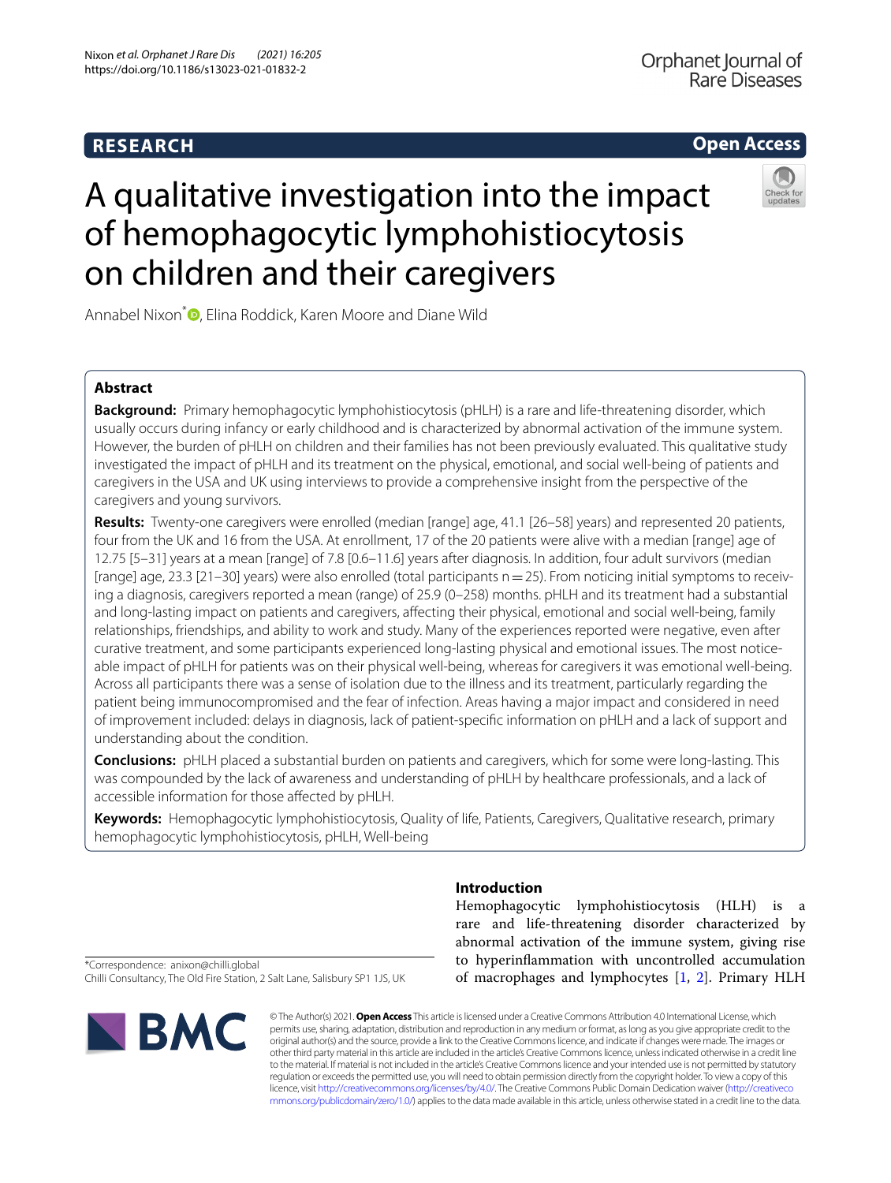RESEARCH

Open Access

# A qualitative investigation into the impact of hemophagocytic lymphohistiocytosis on children and their caregivers

Annabel Nixon*, Elina Roddick, Karen Moore and Diane Wild

## Abstract

**Background:** Primary hemophagocytic lymphohistiocytosis (pHLH) is a rare and life-threatening disorder, which usually occurs during infancy or early childhood and is characterized by abnormal activation of the immune system. However, the burden of pHLH on children and their families has not been previously evaluated. This qualitative study investigated the impact of pHLH and its treatment on the physical, emotional, and social well-being of patients and caregivers in the USA and UK using interviews to provide a comprehensive insight from the perspective of the caregivers and young survivors.

**Results:** Twenty-one caregivers were enrolled (median [range] age, 41.1 [26–58] years) and represented 20 patients, four from the UK and 16 from the USA. At enrollment, 17 of the 20 patients were alive with a median [range] age of 12.75 [5–31] years at a mean [range] of 7.8 [0.6–11.6] years after diagnosis. In addition, four adult survivors (median [range] age, 23.3 [21–30] years) were also enrolled (total participants n = 25). From noticing initial symptoms to receiving a diagnosis, caregivers reported a mean (range) of 25.9 (0–258) months. pHLH and its treatment had a substantial and long-lasting impact on patients and caregivers, affecting their physical, emotional and social well-being, family relationships, friendships, and ability to work and study. Many of the experiences reported were negative, even after curative treatment, and some participants experienced long-lasting physical and emotional issues. The most noticeable impact of pHLH for patients was on their physical well-being, whereas for caregivers it was emotional well-being. Across all participants there was a sense of isolation due to the illness and its treatment, particularly regarding the patient being immunocompromised and the fear of infection. Areas having a major impact and considered in need of improvement included: delays in diagnosis, lack of patient-specific information on pHLH and a lack of support and understanding about the condition.

**Conclusions:** pHLH placed a substantial burden on patients and caregivers, which for some were long-lasting. This was compounded by the lack of awareness and understanding of pHLH by healthcare professionals, and a lack of accessible information for those affected by pHLH.

**Keywords:** Hemophagocytic lymphohistiocytosis, Quality of life, Patients, Caregivers, Qualitative research, primary hemophagocytic lymphohistiocytosis, pHLH, Well-being

## Introduction

Hemophagocytic lymphohistiocytosis (HLH) is a rare and life-threatening disorder characterized by abnormal activation of the immune system, giving rise to hyperinflammation with uncontrolled accumulation of macrophages and lymphocytes [1, 2]. Primary HLH

*Correspondence: anixon@chilli.global
Chilli Consultancy, The Old Fire Station, 2 Salt Lane, Salisbury SP1 1JS, UK

© The Author(s) 2021. **Open Access** This article is licensed under a Creative Commons Attribution 4.0 International License, which permits use, sharing, adaptation, distribution and reproduction in any medium or format, as long as you give appropriate credit to the original author(s) and the source, provide a link to the Creative Commons licence, and indicate if changes were made. The images or other third party material in this article are included in the article's Creative Commons licence, unless indicated otherwise in a credit line to the material. If material is not included in the article's Creative Commons licence and your intended use is not permitted by statutory regulation or exceeds the permitted use, you will need to obtain permission directly from the copyright holder. To view a copy of this licence, visit http://creativecommons.org/licenses/by/4.0/. The Creative Commons Public Domain Dedication waiver (http://creativecommons.org/publicdomain/zero/1.0/) applies to the data made available in this article, unless otherwise stated in a credit line to the data.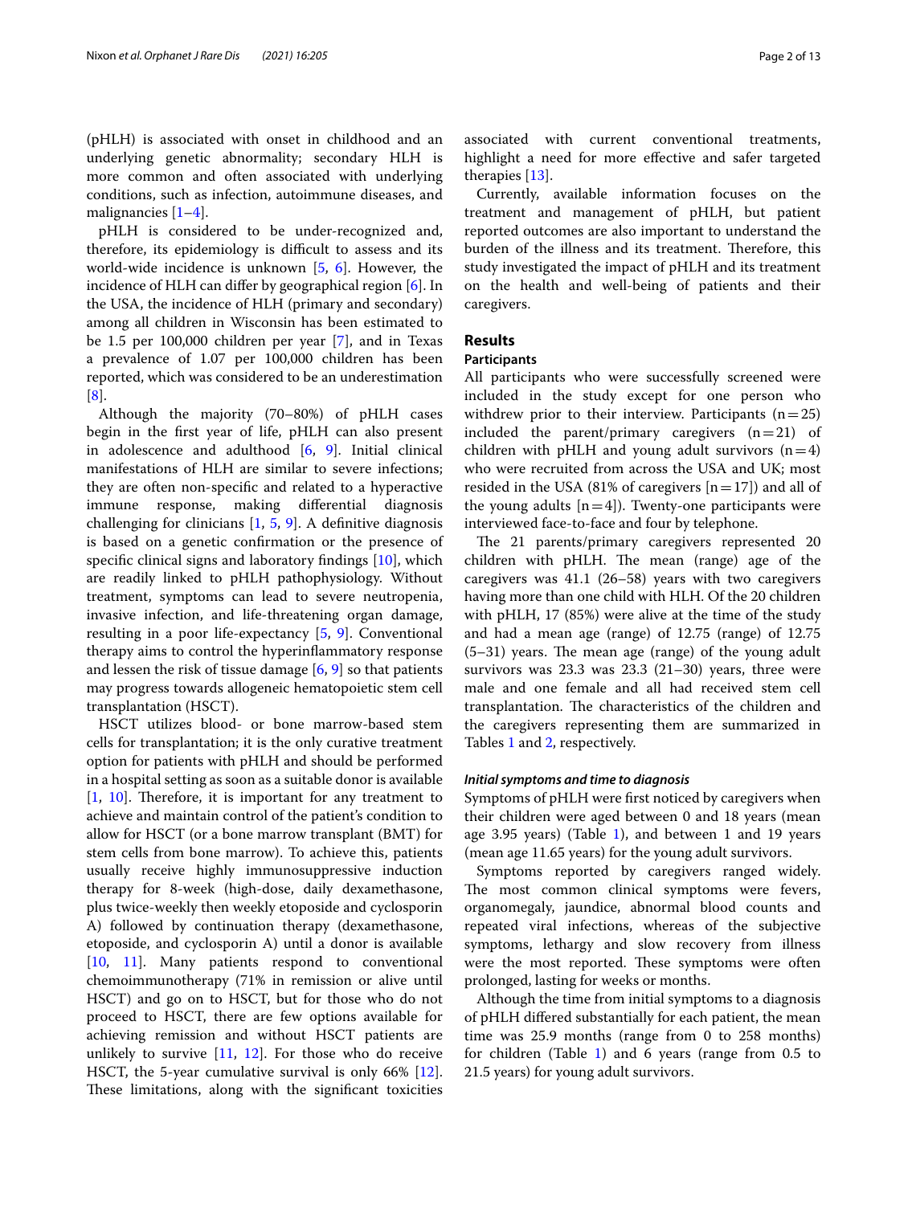(pHLH) is associated with onset in childhood and an underlying genetic abnormality; secondary HLH is more common and often associated with underlying conditions, such as infection, autoimmune diseases, and malignancies [1–4].

pHLH is considered to be under-recognized and, therefore, its epidemiology is difficult to assess and its world-wide incidence is unknown [5, 6]. However, the incidence of HLH can differ by geographical region [6]. In the USA, the incidence of HLH (primary and secondary) among all children in Wisconsin has been estimated to be 1.5 per 100,000 children per year [7], and in Texas a prevalence of 1.07 per 100,000 children has been reported, which was considered to be an underestimation [8].

Although the majority (70–80%) of pHLH cases begin in the first year of life, pHLH can also present in adolescence and adulthood [6, 9]. Initial clinical manifestations of HLH are similar to severe infections; they are often non-specific and related to a hyperactive immune response, making differential diagnosis challenging for clinicians [1, 5, 9]. A definitive diagnosis is based on a genetic confirmation or the presence of specific clinical signs and laboratory findings [10], which are readily linked to pHLH pathophysiology. Without treatment, symptoms can lead to severe neutropenia, invasive infection, and life-threatening organ damage, resulting in a poor life-expectancy [5, 9]. Conventional therapy aims to control the hyperinflammatory response and lessen the risk of tissue damage [6, 9] so that patients may progress towards allogeneic hematopoietic stem cell transplantation (HSCT).

HSCT utilizes blood- or bone marrow-based stem cells for transplantation; it is the only curative treatment option for patients with pHLH and should be performed in a hospital setting as soon as a suitable donor is available [1, 10]. Therefore, it is important for any treatment to achieve and maintain control of the patient's condition to allow for HSCT (or a bone marrow transplant (BMT) for stem cells from bone marrow). To achieve this, patients usually receive highly immunosuppressive induction therapy for 8-week (high-dose, daily dexamethasone, plus twice-weekly then weekly etoposide and cyclosporin A) followed by continuation therapy (dexamethasone, etoposide, and cyclosporin A) until a donor is available [10, 11]. Many patients respond to conventional chemoimmunotherapy (71% in remission or alive until HSCT) and go on to HSCT, but for those who do not proceed to HSCT, there are few options available for achieving remission and without HSCT patients are unlikely to survive [11, 12]. For those who do receive HSCT, the 5-year cumulative survival is only 66% [12]. These limitations, along with the significant toxicities associated with current conventional treatments, highlight a need for more effective and safer targeted therapies [13].

Currently, available information focuses on the treatment and management of pHLH, but patient reported outcomes are also important to understand the burden of the illness and its treatment. Therefore, this study investigated the impact of pHLH and its treatment on the health and well-being of patients and their caregivers.

## Results

### Participants

All participants who were successfully screened were included in the study except for one person who withdrew prior to their interview. Participants (n = 25) included the parent/primary caregivers (n = 21) of children with pHLH and young adult survivors (n = 4) who were recruited from across the USA and UK; most resided in the USA (81% of caregivers [n = 17]) and all of the young adults [n = 4]). Twenty-one participants were interviewed face-to-face and four by telephone.

The 21 parents/primary caregivers represented 20 children with pHLH. The mean (range) age of the caregivers was 41.1 (26–58) years with two caregivers having more than one child with HLH. Of the 20 children with pHLH, 17 (85%) were alive at the time of the study and had a mean age (range) of 12.75 (range) of 12.75 (5–31) years. The mean age (range) of the young adult survivors was 23.3 was 23.3 (21–30) years, three were male and one female and all had received stem cell transplantation. The characteristics of the children and the caregivers representing them are summarized in Tables 1 and 2, respectively.

#### *Initial symptoms and time to diagnosis*

Symptoms of pHLH were first noticed by caregivers when their children were aged between 0 and 18 years (mean age 3.95 years) (Table 1), and between 1 and 19 years (mean age 11.65 years) for the young adult survivors.

Symptoms reported by caregivers ranged widely. The most common clinical symptoms were fevers, organomegaly, jaundice, abnormal blood counts and repeated viral infections, whereas of the subjective symptoms, lethargy and slow recovery from illness were the most reported. These symptoms were often prolonged, lasting for weeks or months.

Although the time from initial symptoms to a diagnosis of pHLH differed substantially for each patient, the mean time was 25.9 months (range from 0 to 258 months) for children (Table 1) and 6 years (range from 0.5 to 21.5 years) for young adult survivors.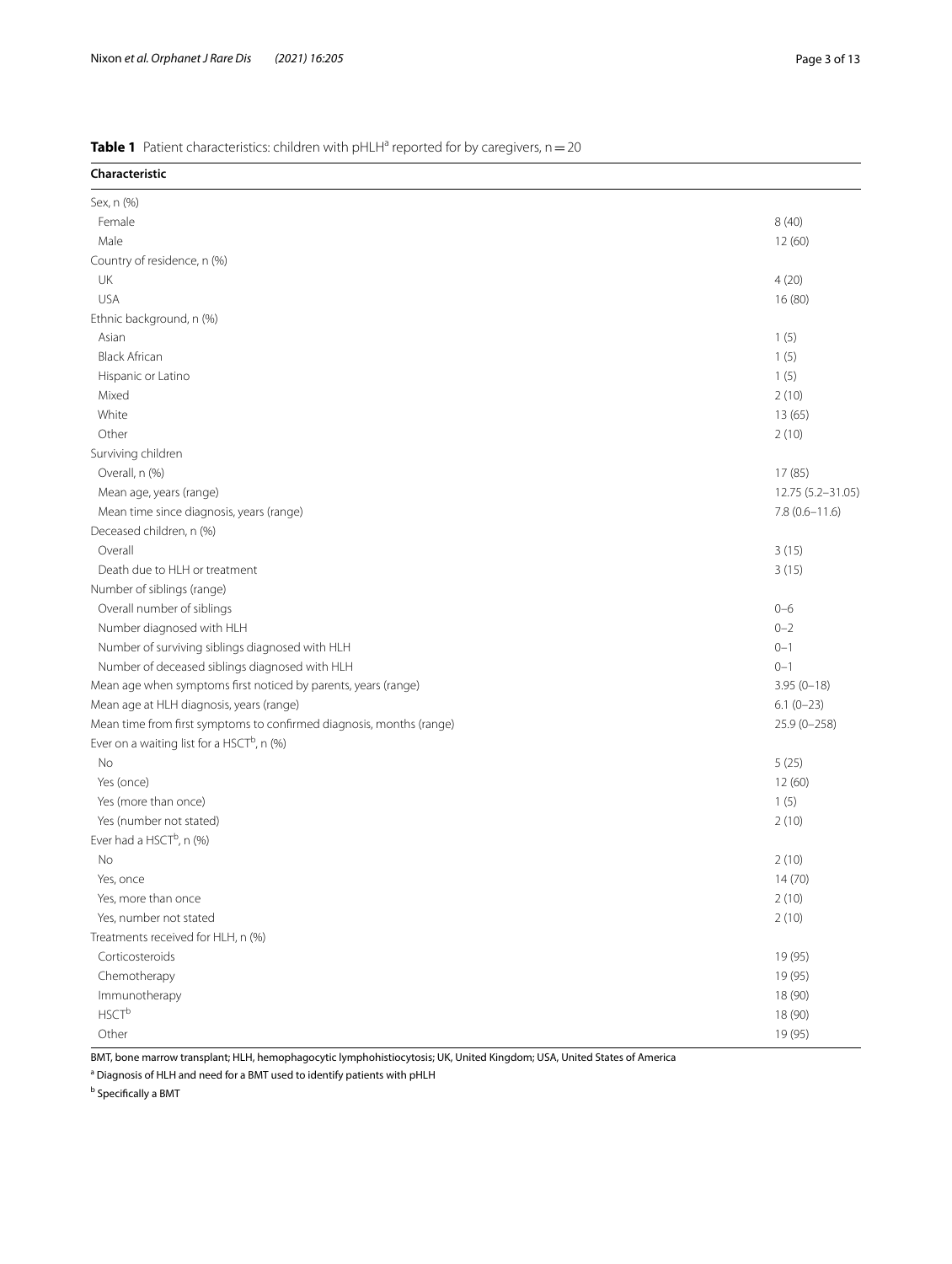**Table 1** Patient characteristics: children with pHLH[a] reported for by caregivers, n = 20

| Characteristic | |
|---|---|
| Sex, n (%) | |
| Female | 8 (40) |
| Male | 12 (60) |
| Country of residence, n (%) | |
| UK | 4 (20) |
| USA | 16 (80) |
| Ethnic background, n (%) | |
| Asian | 1 (5) |
| Black African | 1 (5) |
| Hispanic or Latino | 1 (5) |
| Mixed | 2 (10) |
| White | 13 (65) |
| Other | 2 (10) |
| Surviving children | |
| Overall, n (%) | 17 (85) |
| Mean age, years (range) | 12.75 (5.2–31.05) |
| Mean time since diagnosis, years (range) | 7.8 (0.6–11.6) |
| Deceased children, n (%) | |
| Overall | 3 (15) |
| Death due to HLH or treatment | 3 (15) |
| Number of siblings (range) | |
| Overall number of siblings | 0–6 |
| Number diagnosed with HLH | 0–2 |
| Number of surviving siblings diagnosed with HLH | 0–1 |
| Number of deceased siblings diagnosed with HLH | 0–1 |
| Mean age when symptoms first noticed by parents, years (range) | 3.95 (0–18) |
| Mean age at HLH diagnosis, years (range) | 6.1 (0–23) |
| Mean time from first symptoms to confirmed diagnosis, months (range) | 25.9 (0–258) |
| Ever on a waiting list for a HSCT[b], n (%) | |
| No | 5 (25) |
| Yes (once) | 12 (60) |
| Yes (more than once) | 1 (5) |
| Yes (number not stated) | 2 (10) |
| Ever had a HSCT[b], n (%) | |
| No | 2 (10) |
| Yes, once | 14 (70) |
| Yes, more than once | 2 (10) |
| Yes, number not stated | 2 (10) |
| Treatments received for HLH, n (%) | |
| Corticosteroids | 19 (95) |
| Chemotherapy | 19 (95) |
| Immunotherapy | 18 (90) |
| HSCT[b] | 18 (90) |
| Other | 19 (95) |

BMT, bone marrow transplant; HLH, hemophagocytic lymphohistiocytosis; UK, United Kingdom; USA, United States of America

[a] Diagnosis of HLH and need for a BMT used to identify patients with pHLH

[b] Specifically a BMT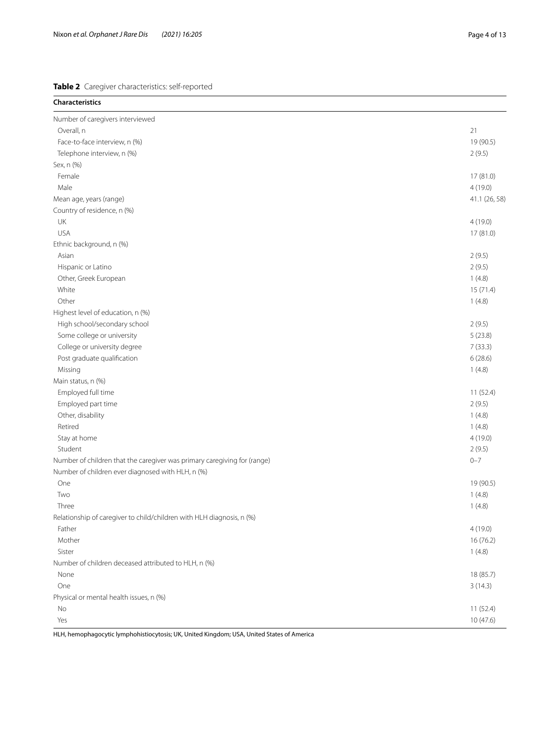**Table 2** Caregiver characteristics: self-reported

| Characteristics | |
|---|---|
| Number of caregivers interviewed | |
| Overall, n | 21 |
| Face-to-face interview, n (%) | 19 (90.5) |
| Telephone interview, n (%) | 2 (9.5) |
| Sex, n (%) | |
| Female | 17 (81.0) |
| Male | 4 (19.0) |
| Mean age, years (range) | 41.1 (26, 58) |
| Country of residence, n (%) | |
| UK | 4 (19.0) |
| USA | 17 (81.0) |
| Ethnic background, n (%) | |
| Asian | 2 (9.5) |
| Hispanic or Latino | 2 (9.5) |
| Other, Greek European | 1 (4.8) |
| White | 15 (71.4) |
| Other | 1 (4.8) |
| Highest level of education, n (%) | |
| High school/secondary school | 2 (9.5) |
| Some college or university | 5 (23.8) |
| College or university degree | 7 (33.3) |
| Post graduate qualification | 6 (28.6) |
| Missing | 1 (4.8) |
| Main status, n (%) | |
| Employed full time | 11 (52.4) |
| Employed part time | 2 (9.5) |
| Other, disability | 1 (4.8) |
| Retired | 1 (4.8) |
| Stay at home | 4 (19.0) |
| Student | 2 (9.5) |
| Number of children that the caregiver was primary caregiving for (range) | 0–7 |
| Number of children ever diagnosed with HLH, n (%) | |
| One | 19 (90.5) |
| Two | 1 (4.8) |
| Three | 1 (4.8) |
| Relationship of caregiver to child/children with HLH diagnosis, n (%) | |
| Father | 4 (19.0) |
| Mother | 16 (76.2) |
| Sister | 1 (4.8) |
| Number of children deceased attributed to HLH, n (%) | |
| None | 18 (85.7) |
| One | 3 (14.3) |
| Physical or mental health issues, n (%) | |
| No | 11 (52.4) |
| Yes | 10 (47.6) |

HLH, hemophagocytic lymphohistiocytosis; UK, United Kingdom; USA, United States of America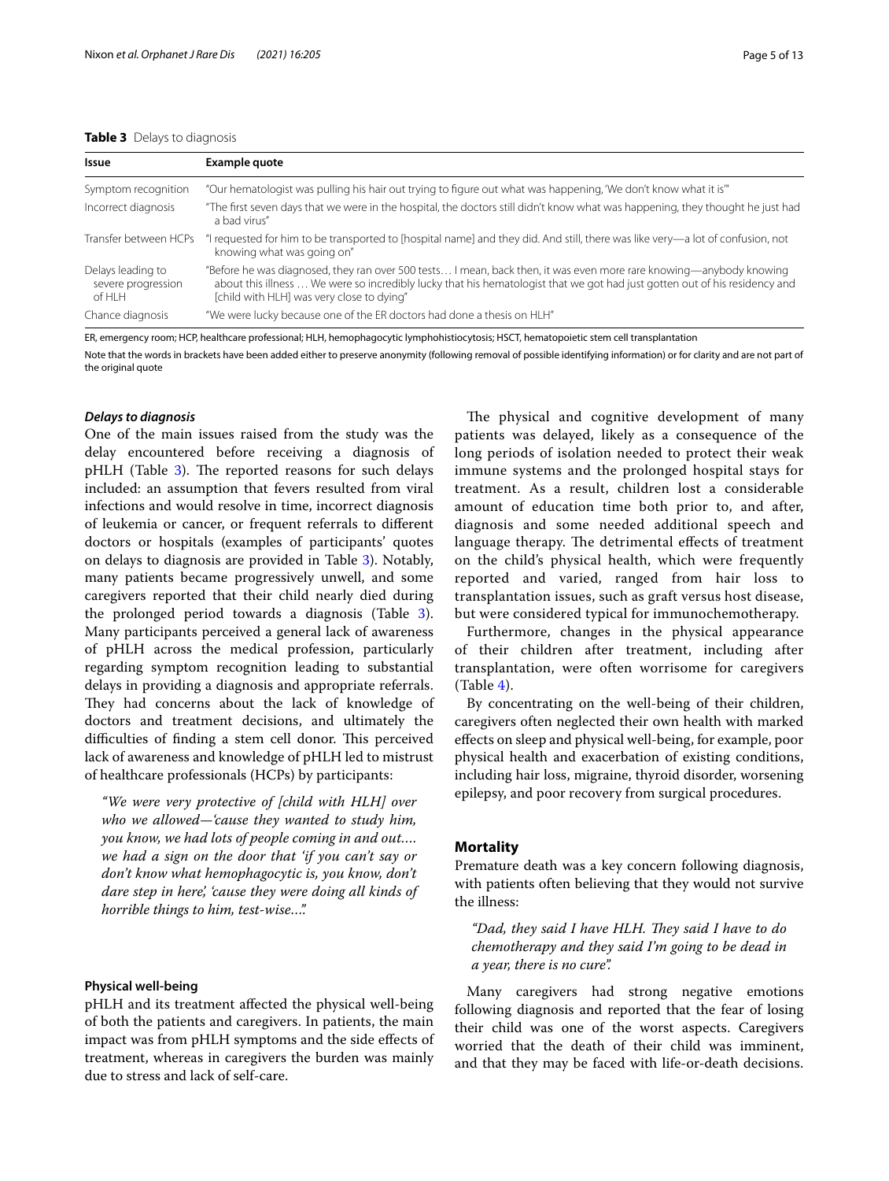**Table 3** Delays to diagnosis

| Issue | Example quote |
|---|---|
| Symptom recognition | "Our hematologist was pulling his hair out trying to figure out what was happening, 'We don't know what it is'" |
| Incorrect diagnosis | "The first seven days that we were in the hospital, the doctors still didn't know what was happening, they thought he just had a bad virus" |
| Transfer between HCPs | "I requested for him to be transported to [hospital name] and they did. And still, there was like very—a lot of confusion, not knowing what was going on" |
| Delays leading to severe progression of HLH | "Before he was diagnosed, they ran over 500 tests… I mean, back then, it was even more rare knowing—anybody knowing about this illness … We were so incredibly lucky that his hematologist that we got had just gotten out of his residency and [child with HLH] was very close to dying" |
| Chance diagnosis | "We were lucky because one of the ER doctors had done a thesis on HLH" |

ER, emergency room; HCP, healthcare professional; HLH, hemophagocytic lymphohistiocytosis; HSCT, hematopoietic stem cell transplantation

Note that the words in brackets have been added either to preserve anonymity (following removal of possible identifying information) or for clarity and are not part of the original quote

### *Delays to diagnosis*

One of the main issues raised from the study was the delay encountered before receiving a diagnosis of pHLH (Table 3). The reported reasons for such delays included: an assumption that fevers resulted from viral infections and would resolve in time, incorrect diagnosis of leukemia or cancer, or frequent referrals to different doctors or hospitals (examples of participants' quotes on delays to diagnosis are provided in Table 3). Notably, many patients became progressively unwell, and some caregivers reported that their child nearly died during the prolonged period towards a diagnosis (Table 3). Many participants perceived a general lack of awareness of pHLH across the medical profession, particularly regarding symptom recognition leading to substantial delays in providing a diagnosis and appropriate referrals. They had concerns about the lack of knowledge of doctors and treatment decisions, and ultimately the difficulties of finding a stem cell donor. This perceived lack of awareness and knowledge of pHLH led to mistrust of healthcare professionals (HCPs) by participants:

> *"We were very protective of [child with HLH] over who we allowed—'cause they wanted to study him, you know, we had lots of people coming in and out…. we had a sign on the door that 'if you can't say or don't know what hemophagocytic is, you know, don't dare step in here,' 'cause they were doing all kinds of horrible things to him, test-wise…."*

#### Physical well-being

pHLH and its treatment affected the physical well-being of both the patients and caregivers. In patients, the main impact was from pHLH symptoms and the side effects of treatment, whereas in caregivers the burden was mainly due to stress and lack of self-care.

The physical and cognitive development of many patients was delayed, likely as a consequence of the long periods of isolation needed to protect their weak immune systems and the prolonged hospital stays for treatment. As a result, children lost a considerable amount of education time both prior to, and after, diagnosis and some needed additional speech and language therapy. The detrimental effects of treatment on the child's physical health, which were frequently reported and varied, ranged from hair loss to transplantation issues, such as graft versus host disease, but were considered typical for immunochemotherapy.

Furthermore, changes in the physical appearance of their children after treatment, including after transplantation, were often worrisome for caregivers (Table 4).

By concentrating on the well-being of their children, caregivers often neglected their own health with marked effects on sleep and physical well-being, for example, poor physical health and exacerbation of existing conditions, including hair loss, migraine, thyroid disorder, worsening epilepsy, and poor recovery from surgical procedures.

#### Mortality

Premature death was a key concern following diagnosis, with patients often believing that they would not survive the illness:

> *"Dad, they said I have HLH. They said I have to do chemotherapy and they said I'm going to be dead in a year, there is no cure".*

Many caregivers had strong negative emotions following diagnosis and reported that the fear of losing their child was one of the worst aspects. Caregivers worried that the death of their child was imminent, and that they may be faced with life-or-death decisions.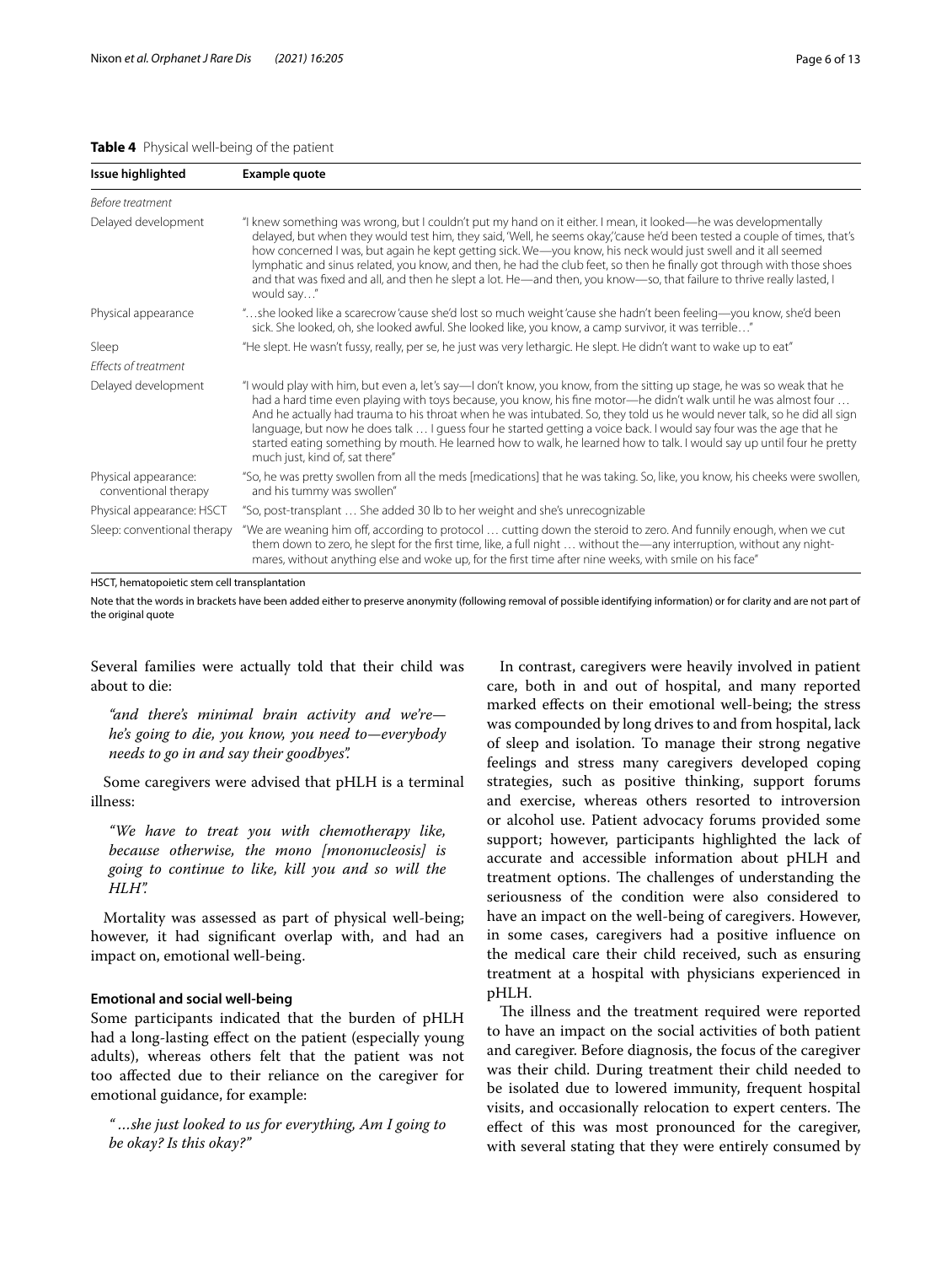**Table 4** Physical well-being of the patient

| Issue highlighted | Example quote |
|---|---|
| *Before treatment* | |
| Delayed development | "I knew something was wrong, but I couldn't put my hand on it either. I mean, it looked—he was developmentally delayed, but when they would test him, they said, 'Well, he seems okay,' cause he'd been tested a couple of times, that's how concerned I was, but again he kept getting sick. We—you know, his neck would just swell and it all seemed lymphatic and sinus related, you know, and then, he had the club feet, so then he finally got through with those shoes and that was fixed and all, and then he slept a lot. He—and then, you know—so, that failure to thrive really lasted, I would say…" |
| Physical appearance | "…she looked like a scarecrow 'cause she'd lost so much weight 'cause she hadn't been feeling—you know, she'd been sick. She looked, oh, she looked awful. She looked like, you know, a camp survivor, it was terrible…" |
| Sleep | "He slept. He wasn't fussy, really, per se, he just was very lethargic. He slept. He didn't want to wake up to eat" |
| *Effects of treatment* | |
| Delayed development | "I would play with him, but even a, let's say—I don't know, you know, from the sitting up stage, he was so weak that he had a hard time even playing with toys because, you know, his fine motor—he didn't walk until he was almost four … And he actually had trauma to his throat when he was intubated. So, they told us he would never talk, so he did all sign language, but now he does talk … I guess four he started getting a voice back. I would say four was the age that he started eating something by mouth. He learned how to walk, he learned how to talk. I would say up until four he pretty much just, kind of, sat there" |
| Physical appearance: conventional therapy | "So, he was pretty swollen from all the meds [medications] that he was taking. So, like, you know, his cheeks were swollen, and his tummy was swollen" |
| Physical appearance: HSCT | "So, post-transplant … She added 30 lb to her weight and she's unrecognizable |
| Sleep: conventional therapy | "We are weaning him off, according to protocol … cutting down the steroid to zero. And funnily enough, when we cut them down to zero, he slept for the first time, like, a full night … without the—any interruption, without any nightmares, without anything else and woke up, for the first time after nine weeks, with smile on his face" |

HSCT, hematopoietic stem cell transplantation

Note that the words in brackets have been added either to preserve anonymity (following removal of possible identifying information) or for clarity and are not part of the original quote

Several families were actually told that their child was about to die:

> *"and there's minimal brain activity and we're—he's going to die, you know, you need to—everybody needs to go in and say their goodbyes".*

Some caregivers were advised that pHLH is a terminal illness:

> *"We have to treat you with chemotherapy like, because otherwise, the mono [mononucleosis] is going to continue to like, kill you and so will the HLH".*

Mortality was assessed as part of physical well-being; however, it had significant overlap with, and had an impact on, emotional well-being.

### Emotional and social well-being

Some participants indicated that the burden of pHLH had a long-lasting effect on the patient (especially young adults), whereas others felt that the patient was not too affected due to their reliance on the caregiver for emotional guidance, for example:

> *" …she just looked to us for everything, Am I going to be okay? Is this okay?"*

In contrast, caregivers were heavily involved in patient care, both in and out of hospital, and many reported marked effects on their emotional well-being; the stress was compounded by long drives to and from hospital, lack of sleep and isolation. To manage their strong negative feelings and stress many caregivers developed coping strategies, such as positive thinking, support forums and exercise, whereas others resorted to introversion or alcohol use. Patient advocacy forums provided some support; however, participants highlighted the lack of accurate and accessible information about pHLH and treatment options. The challenges of understanding the seriousness of the condition were also considered to have an impact on the well-being of caregivers. However, in some cases, caregivers had a positive influence on the medical care their child received, such as ensuring treatment at a hospital with physicians experienced in pHLH.

The illness and the treatment required were reported to have an impact on the social activities of both patient and caregiver. Before diagnosis, the focus of the caregiver was their child. During treatment their child needed to be isolated due to lowered immunity, frequent hospital visits, and occasionally relocation to expert centers. The effect of this was most pronounced for the caregiver, with several stating that they were entirely consumed by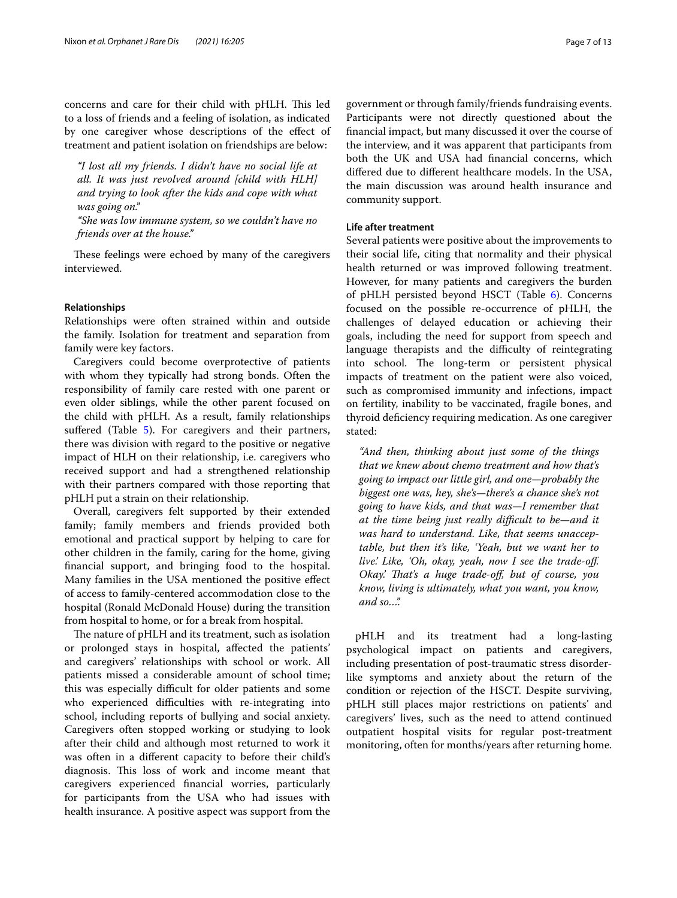concerns and care for their child with pHLH. This led to a loss of friends and a feeling of isolation, as indicated by one caregiver whose descriptions of the effect of treatment and patient isolation on friendships are below:

> *"I lost all my friends. I didn't have no social life at all. It was just revolved around [child with HLH] and trying to look after the kids and cope with what was going on."*
>
> *"She was low immune system, so we couldn't have no friends over at the house."*

These feelings were echoed by many of the caregivers interviewed.

#### Relationships

Relationships were often strained within and outside the family. Isolation for treatment and separation from family were key factors.

Caregivers could become overprotective of patients with whom they typically had strong bonds. Often the responsibility of family care rested with one parent or even older siblings, while the other parent focused on the child with pHLH. As a result, family relationships suffered (Table 5). For caregivers and their partners, there was division with regard to the positive or negative impact of HLH on their relationship, i.e. caregivers who received support and had a strengthened relationship with their partners compared with those reporting that pHLH put a strain on their relationship.

Overall, caregivers felt supported by their extended family; family members and friends provided both emotional and practical support by helping to care for other children in the family, caring for the home, giving financial support, and bringing food to the hospital. Many families in the USA mentioned the positive effect of access to family-centered accommodation close to the hospital (Ronald McDonald House) during the transition from hospital to home, or for a break from hospital.

The nature of pHLH and its treatment, such as isolation or prolonged stays in hospital, affected the patients' and caregivers' relationships with school or work. All patients missed a considerable amount of school time; this was especially difficult for older patients and some who experienced difficulties with re-integrating into school, including reports of bullying and social anxiety. Caregivers often stopped working or studying to look after their child and although most returned to work it was often in a different capacity to before their child's diagnosis. This loss of work and income meant that caregivers experienced financial worries, particularly for participants from the USA who had issues with health insurance. A positive aspect was support from the government or through family/friends fundraising events. Participants were not directly questioned about the financial impact, but many discussed it over the course of the interview, and it was apparent that participants from both the UK and USA had financial concerns, which differed due to different healthcare models. In the USA, the main discussion was around health insurance and community support.

#### Life after treatment

Several patients were positive about the improvements to their social life, citing that normality and their physical health returned or was improved following treatment. However, for many patients and caregivers the burden of pHLH persisted beyond HSCT (Table 6). Concerns focused on the possible re-occurrence of pHLH, the challenges of delayed education or achieving their goals, including the need for support from speech and language therapists and the difficulty of reintegrating into school. The long-term or persistent physical impacts of treatment on the patient were also voiced, such as compromised immunity and infections, impact on fertility, inability to be vaccinated, fragile bones, and thyroid deficiency requiring medication. As one caregiver stated:

> *"And then, thinking about just some of the things that we knew about chemo treatment and how that's going to impact our little girl, and one—probably the biggest one was, hey, she's—there's a chance she's not going to have kids, and that was—I remember that at the time being just really difficult to be—and it was hard to understand. Like, that seems unacceptable, but then it's like, 'Yeah, but we want her to live.' Like, 'Oh, okay, yeah, now I see the trade-off. Okay.' That's a huge trade-off, but of course, you know, living is ultimately, what you want, you know, and so…".*

pHLH and its treatment had a long-lasting psychological impact on patients and caregivers, including presentation of post-traumatic stress disorder-like symptoms and anxiety about the return of the condition or rejection of the HSCT. Despite surviving, pHLH still places major restrictions on patients' and caregivers' lives, such as the need to attend continued outpatient hospital visits for regular post-treatment monitoring, often for months/years after returning home.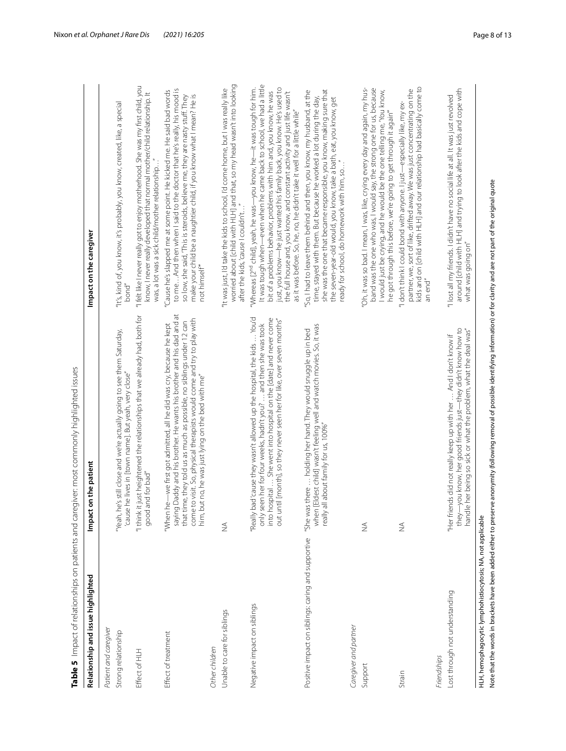**Table 5** Impact of relationships on patients and caregiver: most commonly highlighted issues

| Relationship and issue highlighted | Impact on the patient | Impact on the caregiver |
|---|---|---|
| *Patient and caregiver* | | |
| Strong relationship | "Yeah, he's still close and we're actually going to see them Saturday, 'cause he lives in [town name]. But yeah, very close" | "It's, kind of, you know, it's probably, you know, created, like, a special bond" |
| Effect of HLH | "I think it just heightened the relationships that we already had, both for good and for bad" | "I felt like I never really got to enjoy motherhood. She was my first child, you know, I never really developed that normal mother/child relationship. It was, a lot was a sick child/mother relationship…" |
| Effect of treatment | "When he—we first got admitted, all he did was cry, because he kept saying Daddy and his brother. He wants his brother and his dad and at that time, they told us as much as possible, no siblings under 12 can come to visit. So, physical therapists would come and try to play with him, but no, he was just lying on the bed with me" | "Cause he's slapped me at some point. He kicked me. He said bad words to me… And then when I said to the doctor that he's really, his mood is so low, she said, 'This is steroids, believe me, they are nasty stuff. They make your child be a naughtier child, if you know what I mean? He is not himself'" |
| *Other children* | | |
| Unable to care for siblings | NA | "It was just, I'd take the kids to school, I'd come home, but I was really like worried about [child with HLH] and that, so my head wasn't into looking after the kids, 'cause I couldn't…" |
| Negative impact on siblings | "Really bad 'cause they wasn't allowed up the hospital, the kids … You'd only seen her for four weeks, hadn't you? … and then she was took into hospital … She went into hospital on the [date] and never come out until [month], so they never seen her for like, over seven months" | "Whereas [2nd child], yeah, he was—you know, he—it was tough for him. It was tough when—even when he came back to school, we had a little bit of a problems behavior, problems with him and, you know, he was just, you know—he just wanted his family back, you know. He's used to the full house and, you know, and constant activity and just life wasn't as it was before. So, he, no, he didn't take it well for a little while" |
| Positive impact on siblings: caring and supportive | "She was there … holding her hand. They would snuggle up in bed when [Eldest child] wasn't feeling well and watch movies. So, it was really all about family for us, 100%" | "So, I had to leave them behind and then, you know, my husband, at the time, stayed with them. But because he worked a lot during the day, she was the one that became responsible, you know, making sure that the seven-year-old would, you know, take a bath, eat, you know, get ready for school, do homework with him, so…" |
| *Caregiver and partner* | | |
| Support | NA | "Oh, it was so bad. I mean, I was, like, crying every day and again, my husband was the one who was, I would say, the strong one for us, because I would just be crying, and he would be the one telling me, 'You know, he got through this before, we're going to get through it again'" |
| Strain | NA | "I don't think I could bond with anyone. I just—especially like, my ex-partner, we, sort of like, drifted away. We was just concentrating on the kids and on [child with HLH] and our relationship had basically come to an end" |
| *Friendships* | | |
| Lost through not understanding | "Her friends did not really keep up with her … And I don't know if they—you know, her good friends just—they didn't know how to handle her being so sick or what the problem, what the deal was" | "I lost all my friends. I didn't have no social life at all. It was just revolved around [child with HLH] and trying to look after the kids and cope with what was going on" |

HLH, hemophagocytic lymphohistiocytosis; NA, not applicable

Note that the words in brackets have been added either to preserve anonymity (following removal of possible identifying information) or for clarity and are not part of the original quote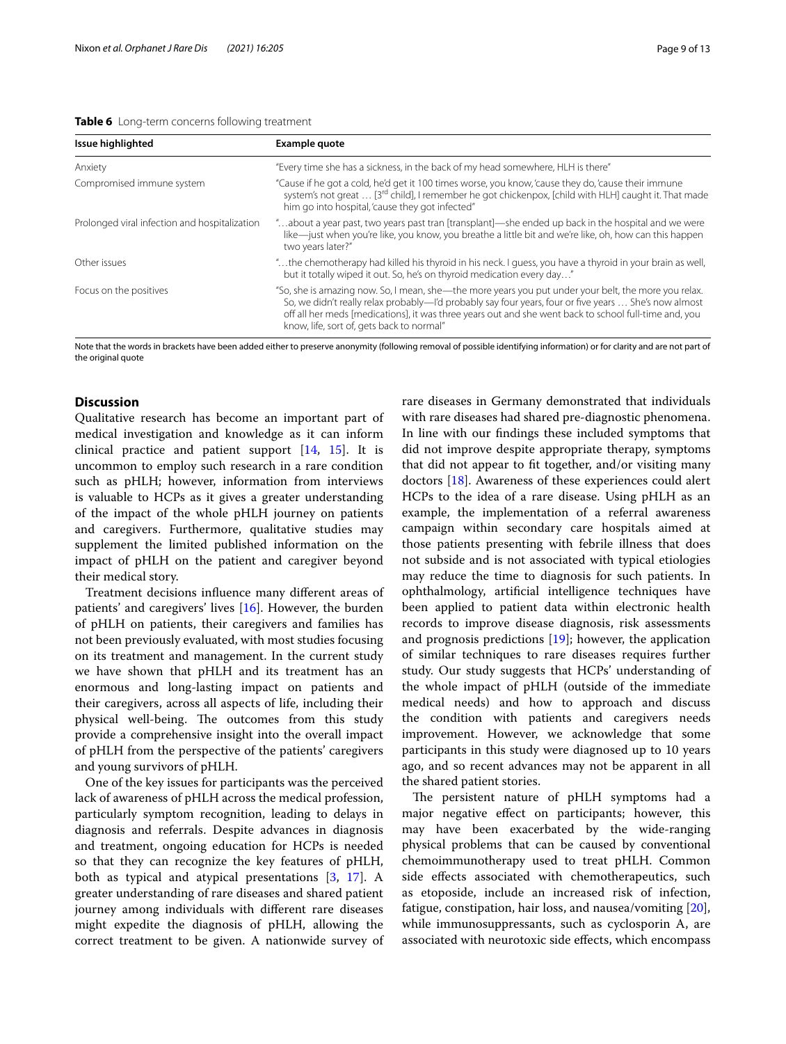**Table 6** Long-term concerns following treatment

| Issue highlighted | Example quote |
|---|---|
| Anxiety | "Every time she has a sickness, in the back of my head somewhere, HLH is there" |
| Compromised immune system | "Cause if he got a cold, he'd get it 100 times worse, you know, 'cause they do, 'cause their immune system's not great … [3rd child], I remember he got chickenpox, [child with HLH] caught it. That made him go into hospital, 'cause they got infected" |
| Prolonged viral infection and hospitalization | "…about a year past, two years past tran [transplant]—she ended up back in the hospital and we were like—just when you're like, you know, you breathe a little bit and we're like, oh, how can this happen two years later?" |
| Other issues | "…the chemotherapy had killed his thyroid in his neck. I guess, you have a thyroid in your brain as well, but it totally wiped it out. So, he's on thyroid medication every day…" |
| Focus on the positives | "So, she is amazing now. So, I mean, she—the more years you put under your belt, the more you relax. So, we didn't really relax probably—I'd probably say four years, four or five years … She's now almost off all her meds [medications], it was three years out and she went back to school full-time and, you know, life, sort of, gets back to normal" |

Note that the words in brackets have been added either to preserve anonymity (following removal of possible identifying information) or for clarity and are not part of the original quote

## Discussion

Qualitative research has become an important part of medical investigation and knowledge as it can inform clinical practice and patient support [14, 15]. It is uncommon to employ such research in a rare condition such as pHLH; however, information from interviews is valuable to HCPs as it gives a greater understanding of the impact of the whole pHLH journey on patients and caregivers. Furthermore, qualitative studies may supplement the limited published information on the impact of pHLH on the patient and caregiver beyond their medical story.

Treatment decisions influence many different areas of patients' and caregivers' lives [16]. However, the burden of pHLH on patients, their caregivers and families has not been previously evaluated, with most studies focusing on its treatment and management. In the current study we have shown that pHLH and its treatment has an enormous and long-lasting impact on patients and their caregivers, across all aspects of life, including their physical well-being. The outcomes from this study provide a comprehensive insight into the overall impact of pHLH from the perspective of the patients' caregivers and young survivors of pHLH.

One of the key issues for participants was the perceived lack of awareness of pHLH across the medical profession, particularly symptom recognition, leading to delays in diagnosis and referrals. Despite advances in diagnosis and treatment, ongoing education for HCPs is needed so that they can recognize the key features of pHLH, both as typical and atypical presentations [3, 17]. A greater understanding of rare diseases and shared patient journey among individuals with different rare diseases might expedite the diagnosis of pHLH, allowing the correct treatment to be given. A nationwide survey of rare diseases in Germany demonstrated that individuals with rare diseases had shared pre-diagnostic phenomena. In line with our findings these included symptoms that did not improve despite appropriate therapy, symptoms that did not appear to fit together, and/or visiting many doctors [18]. Awareness of these experiences could alert HCPs to the idea of a rare disease. Using pHLH as an example, the implementation of a referral awareness campaign within secondary care hospitals aimed at those patients presenting with febrile illness that does not subside and is not associated with typical etiologies may reduce the time to diagnosis for such patients. In ophthalmology, artificial intelligence techniques have been applied to patient data within electronic health records to improve disease diagnosis, risk assessments and prognosis predictions [19]; however, the application of similar techniques to rare diseases requires further study. Our study suggests that HCPs' understanding of the whole impact of pHLH (outside of the immediate medical needs) and how to approach and discuss the condition with patients and caregivers needs improvement. However, we acknowledge that some participants in this study were diagnosed up to 10 years ago, and so recent advances may not be apparent in all the shared patient stories.

The persistent nature of pHLH symptoms had a major negative effect on participants; however, this may have been exacerbated by the wide-ranging physical problems that can be caused by conventional chemoimmunotherapy used to treat pHLH. Common side effects associated with chemotherapeutics, such as etoposide, include an increased risk of infection, fatigue, constipation, hair loss, and nausea/vomiting [20], while immunosuppressants, such as cyclosporin A, are associated with neurotoxic side effects, which encompass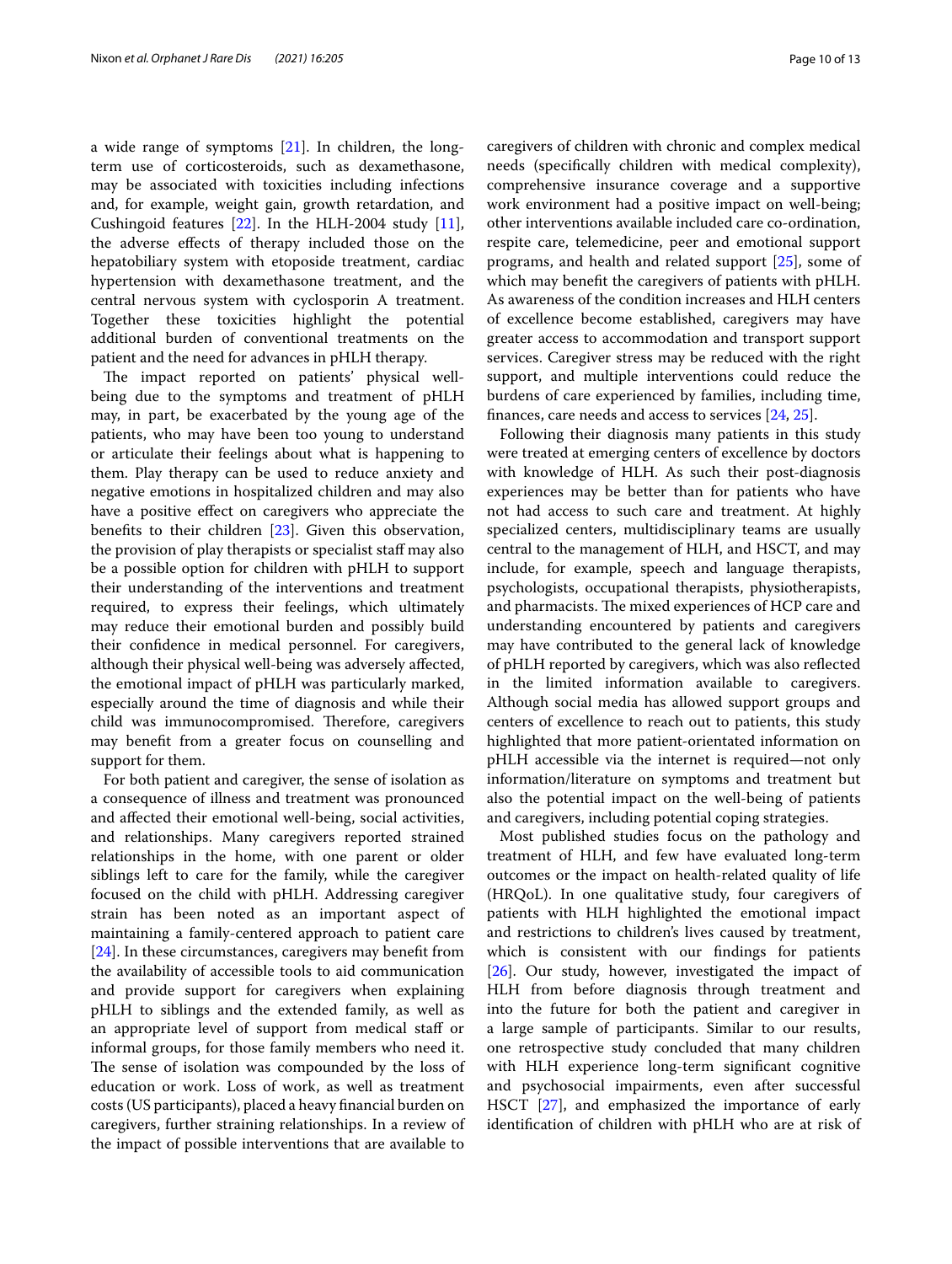a wide range of symptoms [21]. In children, the long-term use of corticosteroids, such as dexamethasone, may be associated with toxicities including infections and, for example, weight gain, growth retardation, and Cushingoid features [22]. In the HLH-2004 study [11], the adverse effects of therapy included those on the hepatobiliary system with etoposide treatment, cardiac hypertension with dexamethasone treatment, and the central nervous system with cyclosporin A treatment. Together these toxicities highlight the potential additional burden of conventional treatments on the patient and the need for advances in pHLH therapy.

The impact reported on patients' physical well-being due to the symptoms and treatment of pHLH may, in part, be exacerbated by the young age of the patients, who may have been too young to understand or articulate their feelings about what is happening to them. Play therapy can be used to reduce anxiety and negative emotions in hospitalized children and may also have a positive effect on caregivers who appreciate the benefits to their children [23]. Given this observation, the provision of play therapists or specialist staff may also be a possible option for children with pHLH to support their understanding of the interventions and treatment required, to express their feelings, which ultimately may reduce their emotional burden and possibly build their confidence in medical personnel. For caregivers, although their physical well-being was adversely affected, the emotional impact of pHLH was particularly marked, especially around the time of diagnosis and while their child was immunocompromised. Therefore, caregivers may benefit from a greater focus on counselling and support for them.

For both patient and caregiver, the sense of isolation as a consequence of illness and treatment was pronounced and affected their emotional well-being, social activities, and relationships. Many caregivers reported strained relationships in the home, with one parent or older siblings left to care for the family, while the caregiver focused on the child with pHLH. Addressing caregiver strain has been noted as an important aspect of maintaining a family-centered approach to patient care [24]. In these circumstances, caregivers may benefit from the availability of accessible tools to aid communication and provide support for caregivers when explaining pHLH to siblings and the extended family, as well as an appropriate level of support from medical staff or informal groups, for those family members who need it. The sense of isolation was compounded by the loss of education or work. Loss of work, as well as treatment costs (US participants), placed a heavy financial burden on caregivers, further straining relationships. In a review of the impact of possible interventions that are available to caregivers of children with chronic and complex medical needs (specifically children with medical complexity), comprehensive insurance coverage and a supportive work environment had a positive impact on well-being; other interventions available included care co-ordination, respite care, telemedicine, peer and emotional support programs, and health and related support [25], some of which may benefit the caregivers of patients with pHLH. As awareness of the condition increases and HLH centers of excellence become established, caregivers may have greater access to accommodation and transport support services. Caregiver stress may be reduced with the right support, and multiple interventions could reduce the burdens of care experienced by families, including time, finances, care needs and access to services [24, 25].

Following their diagnosis many patients in this study were treated at emerging centers of excellence by doctors with knowledge of HLH. As such their post-diagnosis experiences may be better than for patients who have not had access to such care and treatment. At highly specialized centers, multidisciplinary teams are usually central to the management of HLH, and HSCT, and may include, for example, speech and language therapists, psychologists, occupational therapists, physiotherapists, and pharmacists. The mixed experiences of HCP care and understanding encountered by patients and caregivers may have contributed to the general lack of knowledge of pHLH reported by caregivers, which was also reflected in the limited information available to caregivers. Although social media has allowed support groups and centers of excellence to reach out to patients, this study highlighted that more patient-orientated information on pHLH accessible via the internet is required—not only information/literature on symptoms and treatment but also the potential impact on the well-being of patients and caregivers, including potential coping strategies.

Most published studies focus on the pathology and treatment of HLH, and few have evaluated long-term outcomes or the impact on health-related quality of life (HRQoL). In one qualitative study, four caregivers of patients with HLH highlighted the emotional impact and restrictions to children's lives caused by treatment, which is consistent with our findings for patients [26]. Our study, however, investigated the impact of HLH from before diagnosis through treatment and into the future for both the patient and caregiver in a large sample of participants. Similar to our results, one retrospective study concluded that many children with HLH experience long-term significant cognitive and psychosocial impairments, even after successful HSCT [27], and emphasized the importance of early identification of children with pHLH who are at risk of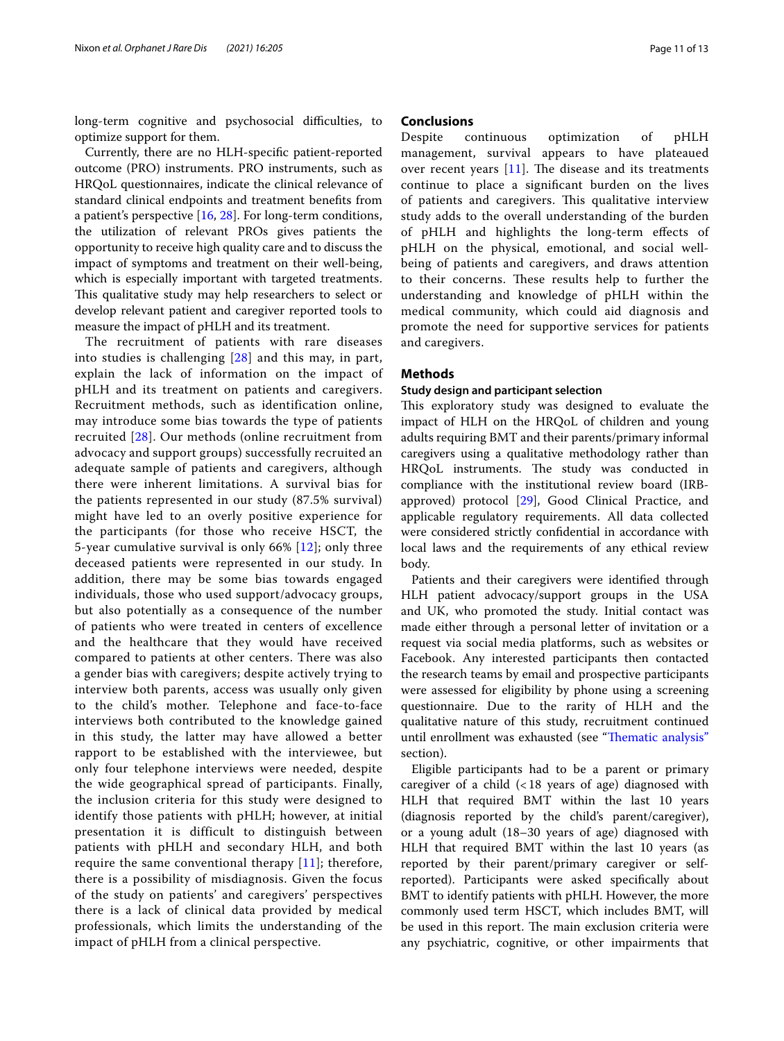long-term cognitive and psychosocial difficulties, to optimize support for them.

Currently, there are no HLH-specific patient-reported outcome (PRO) instruments. PRO instruments, such as HRQoL questionnaires, indicate the clinical relevance of standard clinical endpoints and treatment benefits from a patient's perspective [16, 28]. For long-term conditions, the utilization of relevant PROs gives patients the opportunity to receive high quality care and to discuss the impact of symptoms and treatment on their well-being, which is especially important with targeted treatments. This qualitative study may help researchers to select or develop relevant patient and caregiver reported tools to measure the impact of pHLH and its treatment.

The recruitment of patients with rare diseases into studies is challenging [28] and this may, in part, explain the lack of information on the impact of pHLH and its treatment on patients and caregivers. Recruitment methods, such as identification online, may introduce some bias towards the type of patients recruited [28]. Our methods (online recruitment from advocacy and support groups) successfully recruited an adequate sample of patients and caregivers, although there were inherent limitations. A survival bias for the patients represented in our study (87.5% survival) might have led to an overly positive experience for the participants (for those who receive HSCT, the 5-year cumulative survival is only 66% [12]; only three deceased patients were represented in our study. In addition, there may be some bias towards engaged individuals, those who used support/advocacy groups, but also potentially as a consequence of the number of patients who were treated in centers of excellence and the healthcare that they would have received compared to patients at other centers. There was also a gender bias with caregivers; despite actively trying to interview both parents, access was usually only given to the child's mother. Telephone and face-to-face interviews both contributed to the knowledge gained in this study, the latter may have allowed a better rapport to be established with the interviewee, but only four telephone interviews were needed, despite the wide geographical spread of participants. Finally, the inclusion criteria for this study were designed to identify those patients with pHLH; however, at initial presentation it is difficult to distinguish between patients with pHLH and secondary HLH, and both require the same conventional therapy [11]; therefore, there is a possibility of misdiagnosis. Given the focus of the study on patients' and caregivers' perspectives there is a lack of clinical data provided by medical professionals, which limits the understanding of the impact of pHLH from a clinical perspective.

## Conclusions

Despite continuous optimization of pHLH management, survival appears to have plateaued over recent years [11]. The disease and its treatments continue to place a significant burden on the lives of patients and caregivers. This qualitative interview study adds to the overall understanding of the burden of pHLH and highlights the long-term effects of pHLH on the physical, emotional, and social well-being of patients and caregivers, and draws attention to their concerns. These results help to further the understanding and knowledge of pHLH within the medical community, which could aid diagnosis and promote the need for supportive services for patients and caregivers.

## Methods

### Study design and participant selection

This exploratory study was designed to evaluate the impact of HLH on the HRQoL of children and young adults requiring BMT and their parents/primary informal caregivers using a qualitative methodology rather than HRQoL instruments. The study was conducted in compliance with the institutional review board (IRB-approved) protocol [29], Good Clinical Practice, and applicable regulatory requirements. All data collected were considered strictly confidential in accordance with local laws and the requirements of any ethical review body.

Patients and their caregivers were identified through HLH patient advocacy/support groups in the USA and UK, who promoted the study. Initial contact was made either through a personal letter of invitation or a request via social media platforms, such as websites or Facebook. Any interested participants then contacted the research teams by email and prospective participants were assessed for eligibility by phone using a screening questionnaire. Due to the rarity of HLH and the qualitative nature of this study, recruitment continued until enrollment was exhausted (see "Thematic analysis" section).

Eligible participants had to be a parent or primary caregiver of a child (<18 years of age) diagnosed with HLH that required BMT within the last 10 years (diagnosis reported by the child's parent/caregiver), or a young adult (18–30 years of age) diagnosed with HLH that required BMT within the last 10 years (as reported by their parent/primary caregiver or self-reported). Participants were asked specifically about BMT to identify patients with pHLH. However, the more commonly used term HSCT, which includes BMT, will be used in this report. The main exclusion criteria were any psychiatric, cognitive, or other impairments that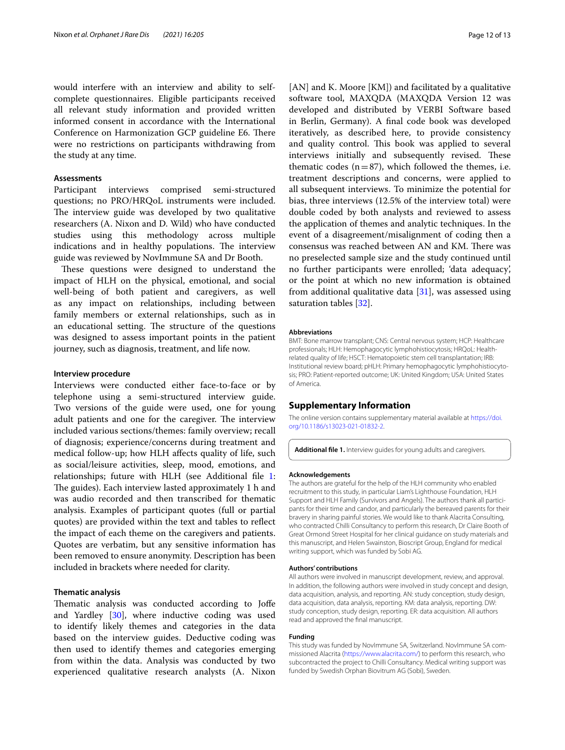would interfere with an interview and ability to self-complete questionnaires. Eligible participants received all relevant study information and provided written informed consent in accordance with the International Conference on Harmonization GCP guideline E6. There were no restrictions on participants withdrawing from the study at any time.

### Assessments

Participant interviews comprised semi-structured questions; no PRO/HRQoL instruments were included. The interview guide was developed by two qualitative researchers (A. Nixon and D. Wild) who have conducted studies using this methodology across multiple indications and in healthy populations. The interview guide was reviewed by NovImmune SA and Dr Booth.

These questions were designed to understand the impact of HLH on the physical, emotional, and social well-being of both patient and caregivers, as well as any impact on relationships, including between family members or external relationships, such as in an educational setting. The structure of the questions was designed to assess important points in the patient journey, such as diagnosis, treatment, and life now.

### Interview procedure

Interviews were conducted either face-to-face or by telephone using a semi-structured interview guide. Two versions of the guide were used, one for young adult patients and one for the caregiver. The interview included various sections/themes: family overview; recall of diagnosis; experience/concerns during treatment and medical follow-up; how HLH affects quality of life, such as social/leisure activities, sleep, mood, emotions, and relationships; future with HLH (see Additional file 1: The guides). Each interview lasted approximately 1 h and was audio recorded and then transcribed for thematic analysis. Examples of participant quotes (full or partial quotes) are provided within the text and tables to reflect the impact of each theme on the caregivers and patients. Quotes are verbatim, but any sensitive information has been removed to ensure anonymity. Description has been included in brackets where needed for clarity.

### Thematic analysis

Thematic analysis was conducted according to Joffe and Yardley [30], where inductive coding was used to identify likely themes and categories in the data based on the interview guides. Deductive coding was then used to identify themes and categories emerging from within the data. Analysis was conducted by two experienced qualitative research analysts (A. Nixon [AN] and K. Moore [KM]) and facilitated by a qualitative software tool, MAXQDA (MAXQDA Version 12 was developed and distributed by VERBI Software based in Berlin, Germany). A final code book was developed iteratively, as described here, to provide consistency and quality control. This book was applied to several interviews initially and subsequently revised. These thematic codes ($n = 87$), which followed the themes, i.e. treatment descriptions and concerns, were applied to all subsequent interviews. To minimize the potential for bias, three interviews (12.5% of the interview total) were double coded by both analysts and reviewed to assess the application of themes and analytic techniques. In the event of a disagreement/misalignment of coding then a consensus was reached between AN and KM. There was no preselected sample size and the study continued until no further participants were enrolled; 'data adequacy', or the point at which no new information is obtained from additional qualitative data [31], was assessed using saturation tables [32].

#### Abbreviations

BMT: Bone marrow transplant; CNS: Central nervous system; HCP: Healthcare professionals; HLH: Hemophagocytic lymphohistiocytosis; HRQoL: Health-related quality of life; HSCT: Hematopoietic stem cell transplantation; IRB: Institutional review board; pHLH: Primary hemophagocytic lymphohistiocytosis; PRO: Patient-reported outcome; UK: United Kingdom; USA: United States of America.

## Supplementary Information

The online version contains supplementary material available at https://doi.org/10.1186/s13023-021-01832-2.

**Additional file 1.** Interview guides for young adults and caregivers.

#### Acknowledgements

The authors are grateful for the help of the HLH community who enabled recruitment to this study, in particular Liam's Lighthouse Foundation, HLH Support and HLH Family (Survivors and Angels). The authors thank all participants for their time and candor, and particularly the bereaved parents for their bravery in sharing painful stories. We would like to thank Alacrita Consulting, who contracted Chilli Consultancy to perform this research, Dr Claire Booth of Great Ormond Street Hospital for her clinical guidance on study materials and this manuscript, and Helen Swainston, Bioscript Group, England for medical writing support, which was funded by Sobi AG.

#### Authors' contributions

All authors were involved in manuscript development, review, and approval. In addition, the following authors were involved in study concept and design, data acquisition, analysis, and reporting. AN: study conception, study design, data acquisition, data analysis, reporting. KM: data analysis, reporting. DW: study conception, study design, reporting. ER: data acquisition. All authors read and approved the final manuscript.

#### Funding

This study was funded by NovImmune SA, Switzerland. NovImmune SA commissioned Alacrita (https://www.alacrita.com/) to perform this research, who subcontracted the project to Chilli Consultancy. Medical writing support was funded by Swedish Orphan Biovitrum AG (Sobi), Sweden.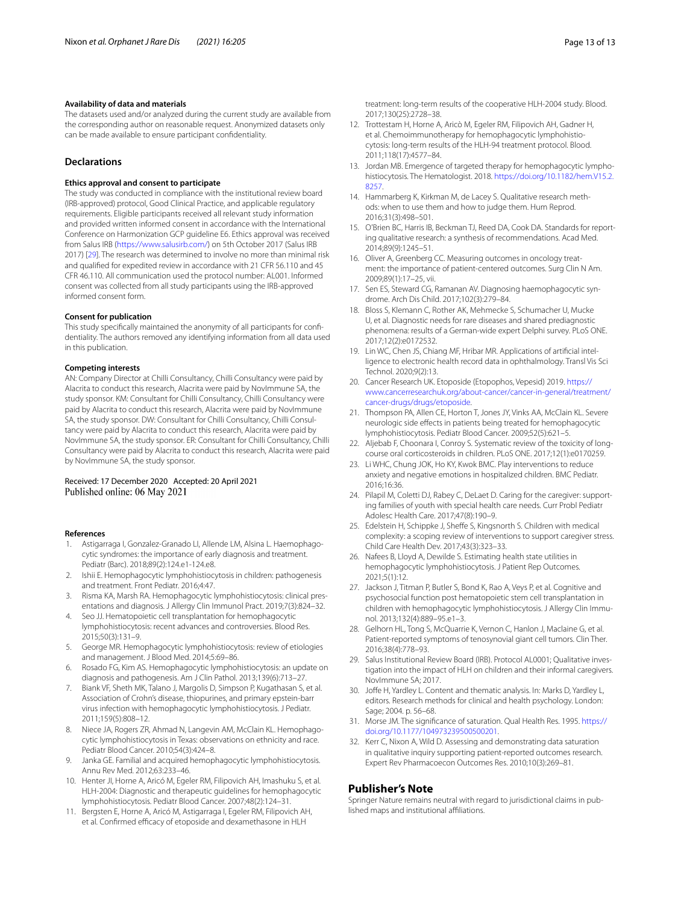#### Availability of data and materials

The datasets used and/or analyzed during the current study are available from the corresponding author on reasonable request. Anonymized datasets only can be made available to ensure participant confidentiality.

## Declarations

#### Ethics approval and consent to participate

The study was conducted in compliance with the institutional review board (IRB-approved) protocol, Good Clinical Practice, and applicable regulatory requirements. Eligible participants received all relevant study information and provided written informed consent in accordance with the International Conference on Harmonization GCP guideline E6. Ethics approval was received from Salus IRB (https://www.salusirb.com/) on 5th October 2017 (Salus IRB 2017) [29]. The research was determined to involve no more than minimal risk and qualified for expedited review in accordance with 21 CFR 56.110 and 45 CFR 46.110. All communication used the protocol number: AL001. Informed consent was collected from all study participants using the IRB-approved informed consent form.

#### Consent for publication

This study specifically maintained the anonymity of all participants for confidentiality. The authors removed any identifying information from all data used in this publication.

#### Competing interests

AN: Company Director at Chilli Consultancy, Chilli Consultancy were paid by Alacrita to conduct this research, Alacrita were paid by NovImmune SA, the study sponsor. KM: Consultant for Chilli Consultancy, Chilli Consultancy were paid by Alacrita to conduct this research, Alacrita were paid by NovImmune SA, the study sponsor. DW: Consultant for Chilli Consultancy, Chilli Consultancy were paid by Alacrita to conduct this research, Alacrita were paid by NovImmune SA, the study sponsor. ER: Consultant for Chilli Consultancy, Chilli Consultancy were paid by Alacrita to conduct this research, Alacrita were paid by NovImmune SA, the study sponsor.

Received: 17 December 2020 Accepted: 20 April 2021
Published online: 06 May 2021

#### References

1. Astigarraga I, Gonzalez-Granado LI, Allende LM, Alsina L. Haemophagocytic syndromes: the importance of early diagnosis and treatment. Pediatr (Barc). 2018;89(2):124.e1-124.e8.
2. Ishii E. Hemophagocytic lymphohistiocytosis in children: pathogenesis and treatment. Front Pediatr. 2016;4:47.
3. Risma KA, Marsh RA. Hemophagocytic lymphohistiocytosis: clinical presentations and diagnosis. J Allergy Clin Immunol Pract. 2019;7(3):824–32.
4. Seo JJ. Hematopoietic cell transplantation for hemophagocytic lymphohistiocytosis: recent advances and controversies. Blood Res. 2015;50(3):131–9.
5. George MR. Hemophagocytic lymphohistiocytosis: review of etiologies and management. J Blood Med. 2014;5:69–86.
6. Rosado FG, Kim AS. Hemophagocytic lymphohistiocytosis: an update on diagnosis and pathogenesis. Am J Clin Pathol. 2013;139(6):713–27.
7. Biank VF, Sheth MK, Talano J, Margolis D, Simpson P, Kugathasan S, et al. Association of Crohn's disease, thiopurines, and primary epstein-barr virus infection with hemophagocytic lymphohistiocytosis. J Pediatr. 2011;159(5):808–12.
8. Niece JA, Rogers ZR, Ahmad N, Langevin AM, McClain KL. Hemophagocytic lymphohistiocytosis in Texas: observations on ethnicity and race. Pediatr Blood Cancer. 2010;54(3):424–8.
9. Janka GE. Familial and acquired hemophagocytic lymphohistiocytosis. Annu Rev Med. 2012;63:233–46.
10. Henter JI, Horne A, Aricó M, Egeler RM, Filipovich AH, Imashuku S, et al. HLH-2004: Diagnostic and therapeutic guidelines for hemophagocytic lymphohistiocytosis. Pediatr Blood Cancer. 2007;48(2):124–31.
11. Bergsten E, Horne A, Aricó M, Astigarraga I, Egeler RM, Filipovich AH, et al. Confirmed efficacy of etoposide and dexamethasone in HLH treatment: long-term results of the cooperative HLH-2004 study. Blood. 2017;130(25):2728–38.
12. Trottestam H, Horne A, Aricò M, Egeler RM, Filipovich AH, Gadner H, et al. Chemoimmunotherapy for hemophagocytic lymphohistiocytosis: long-term results of the HLH-94 treatment protocol. Blood. 2011;118(17):4577–84.
13. Jordan MB. Emergence of targeted therapy for hemophagocytic lymphohistiocytosis. The Hematologist. 2018. https://doi.org/10.1182/hem.V15.2.8257.
14. Hammarberg K, Kirkman M, de Lacey S. Qualitative research methods: when to use them and how to judge them. Hum Reprod. 2016;31(3):498–501.
15. O'Brien BC, Harris IB, Beckman TJ, Reed DA, Cook DA. Standards for reporting qualitative research: a synthesis of recommendations. Acad Med. 2014;89(9):1245–51.
16. Oliver A, Greenberg CC. Measuring outcomes in oncology treatment: the importance of patient-centered outcomes. Surg Clin N Am. 2009;89(1):17–25, vii.
17. Sen ES, Steward CG, Ramanan AV. Diagnosing haemophagocytic syndrome. Arch Dis Child. 2017;102(3):279–84.
18. Bloss S, Klemann C, Rother AK, Mehmecke S, Schumacher U, Mucke U, et al. Diagnostic needs for rare diseases and shared prediagnostic phenomena: results of a German-wide expert Delphi survey. PLoS ONE. 2017;12(2):e0172532.
19. Lin WC, Chen JS, Chiang MF, Hribar MR. Applications of artificial intelligence to electronic health record data in ophthalmology. Transl Vis Sci Technol. 2020;9(2):13.
20. Cancer Research UK. Etoposide (Etopophos, Vepesid) 2019. https://www.cancerresearchuk.org/about-cancer/cancer-in-general/treatment/cancer-drugs/drugs/etoposide.
21. Thompson PA, Allen CE, Horton T, Jones JY, Vinks AA, McClain KL. Severe neurologic side effects in patients being treated for hemophagocytic lymphohistiocytosis. Pediatr Blood Cancer. 2009;52(5):621–5.
22. Aljebab F, Choonara I, Conroy S. Systematic review of the toxicity of long-course oral corticosteroids in children. PLoS ONE. 2017;12(1):e0170259.
23. Li WHC, Chung JOK, Ho KY, Kwok BMC. Play interventions to reduce anxiety and negative emotions in hospitalized children. BMC Pediatr. 2016;16:36.
24. Pilapil M, Coletti DJ, Rabey C, DeLaet D. Caring for the caregiver: supporting families of youth with special health care needs. Curr Probl Pediatr Adolesc Health Care. 2017;47(8):190–9.
25. Edelstein H, Schippke J, Sheffe S, Kingsnorth S. Children with medical complexity: a scoping review of interventions to support caregiver stress. Child Care Health Dev. 2017;43(3):323–33.
26. Nafees B, Lloyd A, Dewilde S. Estimating health state utilities in hemophagocytic lymphohistiocytosis. J Patient Rep Outcomes. 2021;5(1):12.
27. Jackson J, Titman P, Butler S, Bond K, Rao A, Veys P, et al. Cognitive and psychosocial function post hematopoietic stem cell transplantation in children with hemophagocytic lymphohistiocytosis. J Allergy Clin Immunol. 2013;132(4):889–95.e1–3.
28. Gelhorn HL, Tong S, McQuarrie K, Vernon C, Hanlon J, Maclaine G, et al. Patient-reported symptoms of tenosynovial giant cell tumors. Clin Ther. 2016;38(4):778–93.
29. Salus Institutional Review Board (IRB). Protocol AL0001; Qualitative investigation into the impact of HLH on children and their informal caregivers. NovImmune SA; 2017.
30. Joffe H, Yardley L. Content and thematic analysis. In: Marks D, Yardley L, editors. Research methods for clinical and health psychology. London: Sage; 2004. p. 56–68.
31. Morse JM. The significance of saturation. Qual Health Res. 1995. https://doi.org/10.1177/104973239500500201.
32. Kerr C, Nixon A, Wild D. Assessing and demonstrating data saturation in qualitative inquiry supporting patient-reported outcomes research. Expert Rev Pharmacoecon Outcomes Res. 2010;10(3):269–81.

## Publisher's Note

Springer Nature remains neutral with regard to jurisdictional claims in published maps and institutional affiliations.